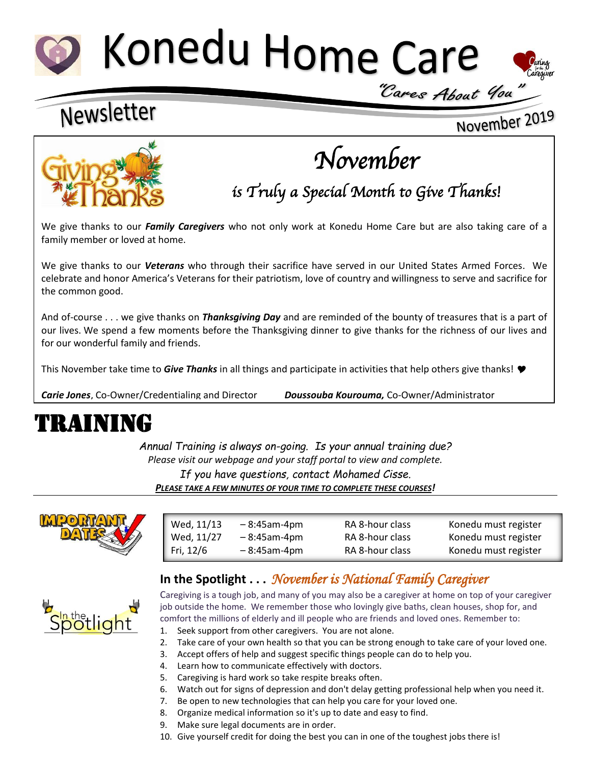# Konedu Home Care

*"Cares About You"*

## Newsletter

November 2019

# November

## is Truly a Special Month to Give Thanks!

We give thanks to our ***Family Caregivers*** who not only work at Konedu Home Care but are also taking care of a family member or loved at home.

We give thanks to our ***Veterans*** who through their sacrifice have served in our United States Armed Forces. We celebrate and honor America's Veterans for their patriotism, love of country and willingness to serve and sacrifice for the common good.

And of-course . . . we give thanks on ***Thanksgiving Day*** and are reminded of the bounty of treasures that is a part of our lives. We spend a few moments before the Thanksgiving dinner to give thanks for the richness of our lives and for our wonderful family and friends.

This November take time to ***Give Thanks*** in all things and participate in activities that help others give thanks! ❤

***Carie Jones***, Co-Owner/Credentialing and Director ***Doussouba Kourouma,*** Co-Owner/Administrator

# TRAINING

*Annual Training is always on-going. Is your annual training due?*
*Please visit our webpage and your staff portal to view and complete.*
*If you have questions, contact Mohamed Cisse.*
***PLEASE TAKE A FEW MINUTES OF YOUR TIME TO COMPLETE THESE COURSES!***

**IMPORTANT DATES**

| | | | |
|---|---|---|---|
| Wed, 11/13 | – 8:45am-4pm | RA 8-hour class | Konedu must register |
| Wed, 11/27 | – 8:45am-4pm | RA 8-hour class | Konedu must register |
| Fri, 12/6 | – 8:45am-4pm | RA 8-hour class | Konedu must register |

## In the Spotlight . . . *November is National Family Caregiver*

Caregiving is a tough job, and many of you may also be a caregiver at home on top of your caregiver job outside the home. We remember those who lovingly give baths, clean houses, shop for, and comfort the millions of elderly and ill people who are friends and loved ones. Remember to:

1. Seek support from other caregivers. You are not alone.
2. Take care of your own health so that you can be strong enough to take care of your loved one.
3. Accept offers of help and suggest specific things people can do to help you.
4. Learn how to communicate effectively with doctors.
5. Caregiving is hard work so take respite breaks often.
6. Watch out for signs of depression and don't delay getting professional help when you need it.
7. Be open to new technologies that can help you care for your loved one.
8. Organize medical information so it's up to date and easy to find.
9. Make sure legal documents are in order.
10. Give yourself credit for doing the best you can in one of the toughest jobs there is!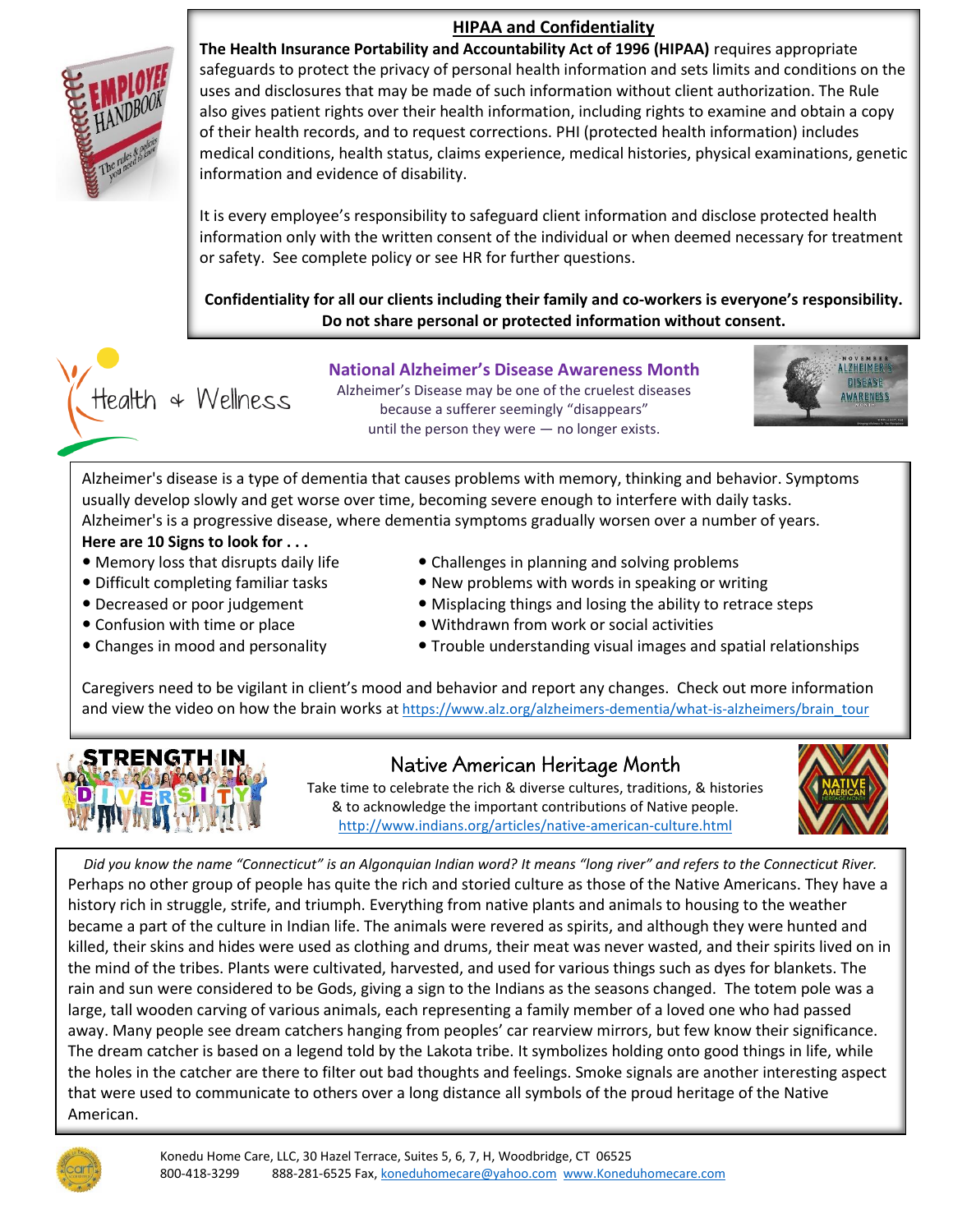## HIPAA and Confidentiality

**The Health Insurance Portability and Accountability Act of 1996 (HIPAA)** requires appropriate safeguards to protect the privacy of personal health information and sets limits and conditions on the uses and disclosures that may be made of such information without client authorization. The Rule also gives patient rights over their health information, including rights to examine and obtain a copy of their health records, and to request corrections. PHI (protected health information) includes medical conditions, health status, claims experience, medical histories, physical examinations, genetic information and evidence of disability.

It is every employee's responsibility to safeguard client information and disclose protected health information only with the written consent of the individual or when deemed necessary for treatment or safety. See complete policy or see HR for further questions.

**Confidentiality for all our clients including their family and co-workers is everyone's responsibility. Do not share personal or protected information without consent.**

Health & Wellness

## National Alzheimer's Disease Awareness Month

Alzheimer's Disease may be one of the cruelest diseases because a sufferer seemingly "disappears" until the person they were — no longer exists.

Alzheimer's disease is a type of dementia that causes problems with memory, thinking and behavior. Symptoms usually develop slowly and get worse over time, becoming severe enough to interfere with daily tasks. Alzheimer's is a progressive disease, where dementia symptoms gradually worsen over a number of years.

**Here are 10 Signs to look for . . .**

- Memory loss that disrupts daily life
- Difficult completing familiar tasks
- Decreased or poor judgement
- Confusion with time or place
- Changes in mood and personality
- Challenges in planning and solving problems
- New problems with words in speaking or writing
- Misplacing things and losing the ability to retrace steps
- Withdrawn from work or social activities
- Trouble understanding visual images and spatial relationships

Caregivers need to be vigilant in client's mood and behavior and report any changes. Check out more information and view the video on how the brain works at https://www.alz.org/alzheimers-dementia/what-is-alzheimers/brain_tour

STRENGTH IN DIVERSITY

## Native American Heritage Month

Take time to celebrate the rich & diverse cultures, traditions, & histories & to acknowledge the important contributions of Native people.
http://www.indians.org/articles/native-american-culture.html

*Did you know the name "Connecticut" is an Algonquian Indian word? It means "long river" and refers to the Connecticut River.*
Perhaps no other group of people has quite the rich and storied culture as those of the Native Americans. They have a history rich in struggle, strife, and triumph. Everything from native plants and animals to housing to the weather became a part of the culture in Indian life. The animals were revered as spirits, and although they were hunted and killed, their skins and hides were used as clothing and drums, their meat was never wasted, and their spirits lived on in the mind of the tribes. Plants were cultivated, harvested, and used for various things such as dyes for blankets. The rain and sun were considered to be Gods, giving a sign to the Indians as the seasons changed. The totem pole was a large, tall wooden carving of various animals, each representing a family member of a loved one who had passed away. Many people see dream catchers hanging from peoples' car rearview mirrors, but few know their significance. The dream catcher is based on a legend told by the Lakota tribe. It symbolizes holding onto good things in life, while the holes in the catcher are there to filter out bad thoughts and feelings. Smoke signals are another interesting aspect that were used to communicate to others over a long distance all symbols of the proud heritage of the Native American.

Konedu Home Care, LLC, 30 Hazel Terrace, Suites 5, 6, 7, H, Woodbridge, CT 06525
800-418-3299 888-281-6525 Fax, koneduhomecare@yahoo.com www.Koneduhomecare.com